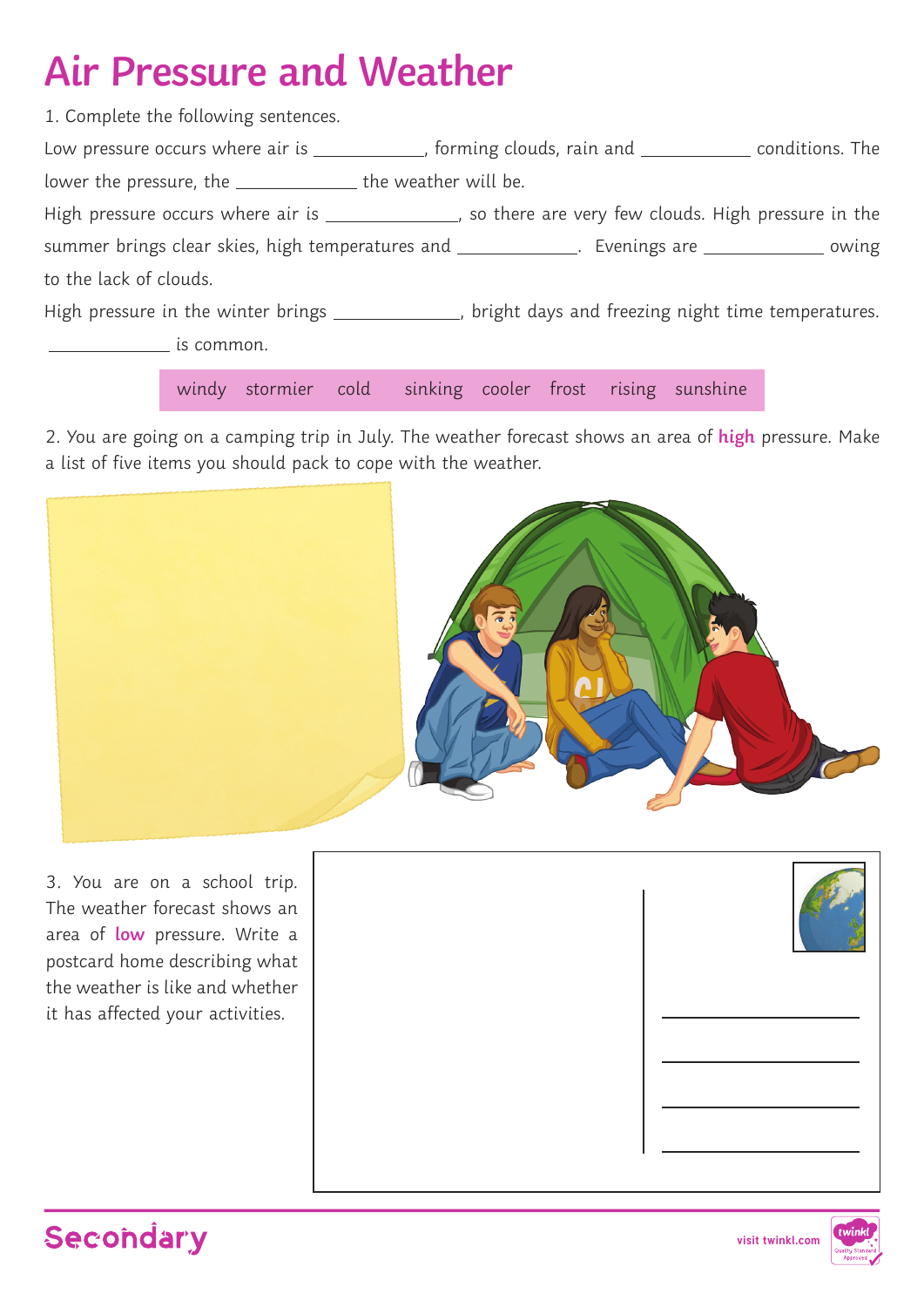# Air Pressure and Weather

1. Complete the following sentences.

Low pressure occurs where air is ___________, forming clouds, rain and ___________ conditions. The lower the pressure, the ____________ the weather will be.

High pressure occurs where air is _____________, so there are very few clouds. High pressure in the summer brings clear skies, high temperatures and ____________. Evenings are ____________ owing to the lack of clouds.

High pressure in the winter brings _____________, bright days and freezing night time temperatures. ____________ is common.

| windy | stormier | cold | sinking | cooler | frost | rising | sunshine |
|---|---|---|---|---|---|---|---|

2. You are going on a camping trip in July. The weather forecast shows an area of **high** pressure. Make a list of five items you should pack to cope with the weather.

3. You are on a school trip. The weather forecast shows an area of **low** pressure. Write a postcard home describing what the weather is like and whether it has affected your activities.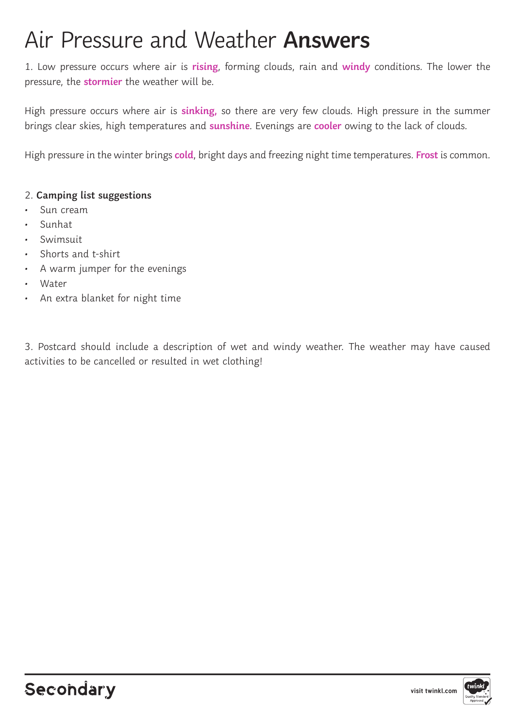# Air Pressure and Weather **Answers**

1. Low pressure occurs where air is **rising**, forming clouds, rain and **windy** conditions. The lower the pressure, the **stormier** the weather will be.

High pressure occurs where air is **sinking,** so there are very few clouds. High pressure in the summer brings clear skies, high temperatures and **sunshine**. Evenings are **cooler** owing to the lack of clouds.

High pressure in the winter brings **cold**, bright days and freezing night time temperatures. **Frost** is common.

2. **Camping list suggestions**

- Sun cream
- Sunhat
- Swimsuit
- Shorts and t-shirt
- A warm jumper for the evenings
- Water
- An extra blanket for night time

3. Postcard should include a description of wet and windy weather. The weather may have caused activities to be cancelled or resulted in wet clothing!